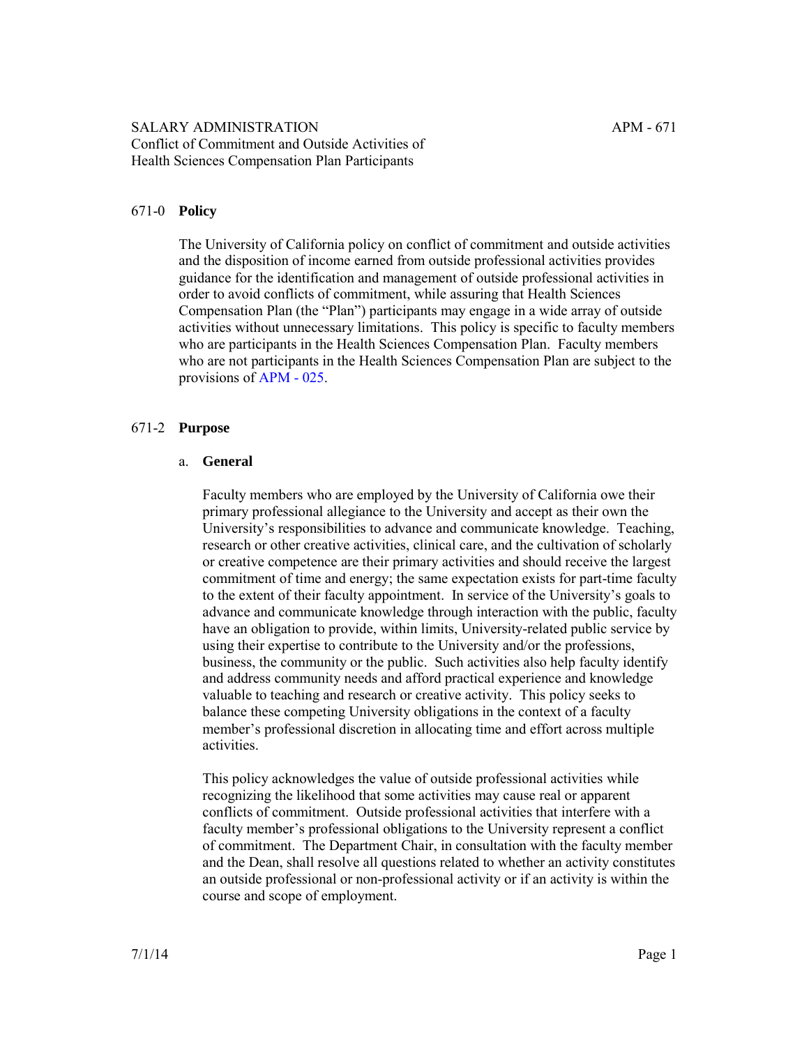SALARY ADMINISTRATION APM - 671
Conflict of Commitment and Outside Activities of Health Sciences Compensation Plan Participants

## 671-0 Policy

The University of California policy on conflict of commitment and outside activities and the disposition of income earned from outside professional activities provides guidance for the identification and management of outside professional activities in order to avoid conflicts of commitment, while assuring that Health Sciences Compensation Plan (the "Plan") participants may engage in a wide array of outside activities without unnecessary limitations. This policy is specific to faculty members who are participants in the Health Sciences Compensation Plan. Faculty members who are not participants in the Health Sciences Compensation Plan are subject to the provisions of APM - 025.

## 671-2 Purpose

### a. General

Faculty members who are employed by the University of California owe their primary professional allegiance to the University and accept as their own the University's responsibilities to advance and communicate knowledge. Teaching, research or other creative activities, clinical care, and the cultivation of scholarly or creative competence are their primary activities and should receive the largest commitment of time and energy; the same expectation exists for part-time faculty to the extent of their faculty appointment. In service of the University's goals to advance and communicate knowledge through interaction with the public, faculty have an obligation to provide, within limits, University-related public service by using their expertise to contribute to the University and/or the professions, business, the community or the public. Such activities also help faculty identify and address community needs and afford practical experience and knowledge valuable to teaching and research or creative activity. This policy seeks to balance these competing University obligations in the context of a faculty member's professional discretion in allocating time and effort across multiple activities.

This policy acknowledges the value of outside professional activities while recognizing the likelihood that some activities may cause real or apparent conflicts of commitment. Outside professional activities that interfere with a faculty member's professional obligations to the University represent a conflict of commitment. The Department Chair, in consultation with the faculty member and the Dean, shall resolve all questions related to whether an activity constitutes an outside professional or non-professional activity or if an activity is within the course and scope of employment.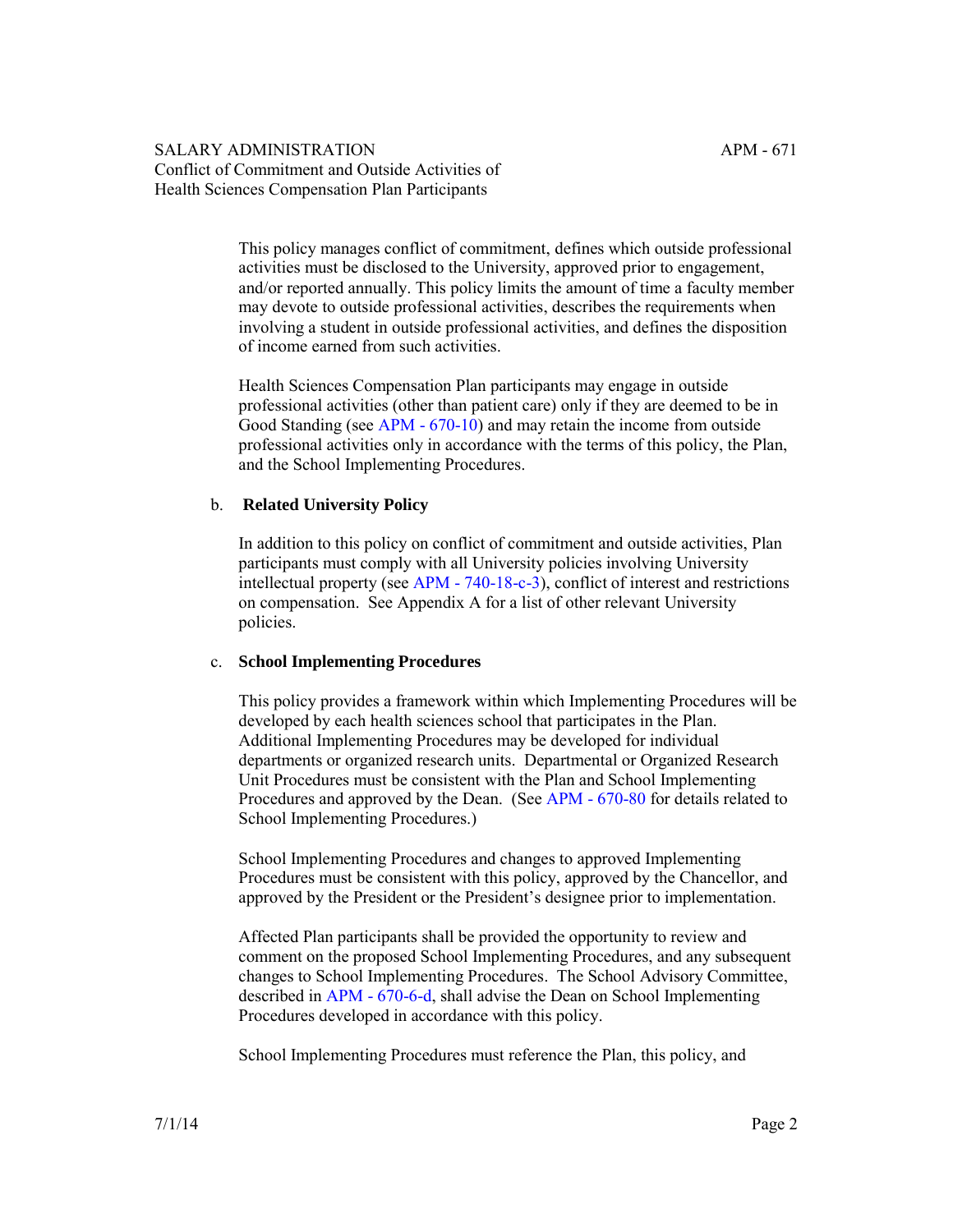This policy manages conflict of commitment, defines which outside professional activities must be disclosed to the University, approved prior to engagement, and/or reported annually. This policy limits the amount of time a faculty member may devote to outside professional activities, describes the requirements when involving a student in outside professional activities, and defines the disposition of income earned from such activities.

Health Sciences Compensation Plan participants may engage in outside professional activities (other than patient care) only if they are deemed to be in Good Standing (see APM - 670-10) and may retain the income from outside professional activities only in accordance with the terms of this policy, the Plan, and the School Implementing Procedures.

### b. **Related University Policy**

In addition to this policy on conflict of commitment and outside activities, Plan participants must comply with all University policies involving University intellectual property (see APM - 740-18-c-3), conflict of interest and restrictions on compensation. See Appendix A for a list of other relevant University policies.

### c. **School Implementing Procedures**

This policy provides a framework within which Implementing Procedures will be developed by each health sciences school that participates in the Plan. Additional Implementing Procedures may be developed for individual departments or organized research units. Departmental or Organized Research Unit Procedures must be consistent with the Plan and School Implementing Procedures and approved by the Dean. (See APM - 670-80 for details related to School Implementing Procedures.)

School Implementing Procedures and changes to approved Implementing Procedures must be consistent with this policy, approved by the Chancellor, and approved by the President or the President's designee prior to implementation.

Affected Plan participants shall be provided the opportunity to review and comment on the proposed School Implementing Procedures, and any subsequent changes to School Implementing Procedures. The School Advisory Committee, described in APM - 670-6-d, shall advise the Dean on School Implementing Procedures developed in accordance with this policy.

School Implementing Procedures must reference the Plan, this policy, and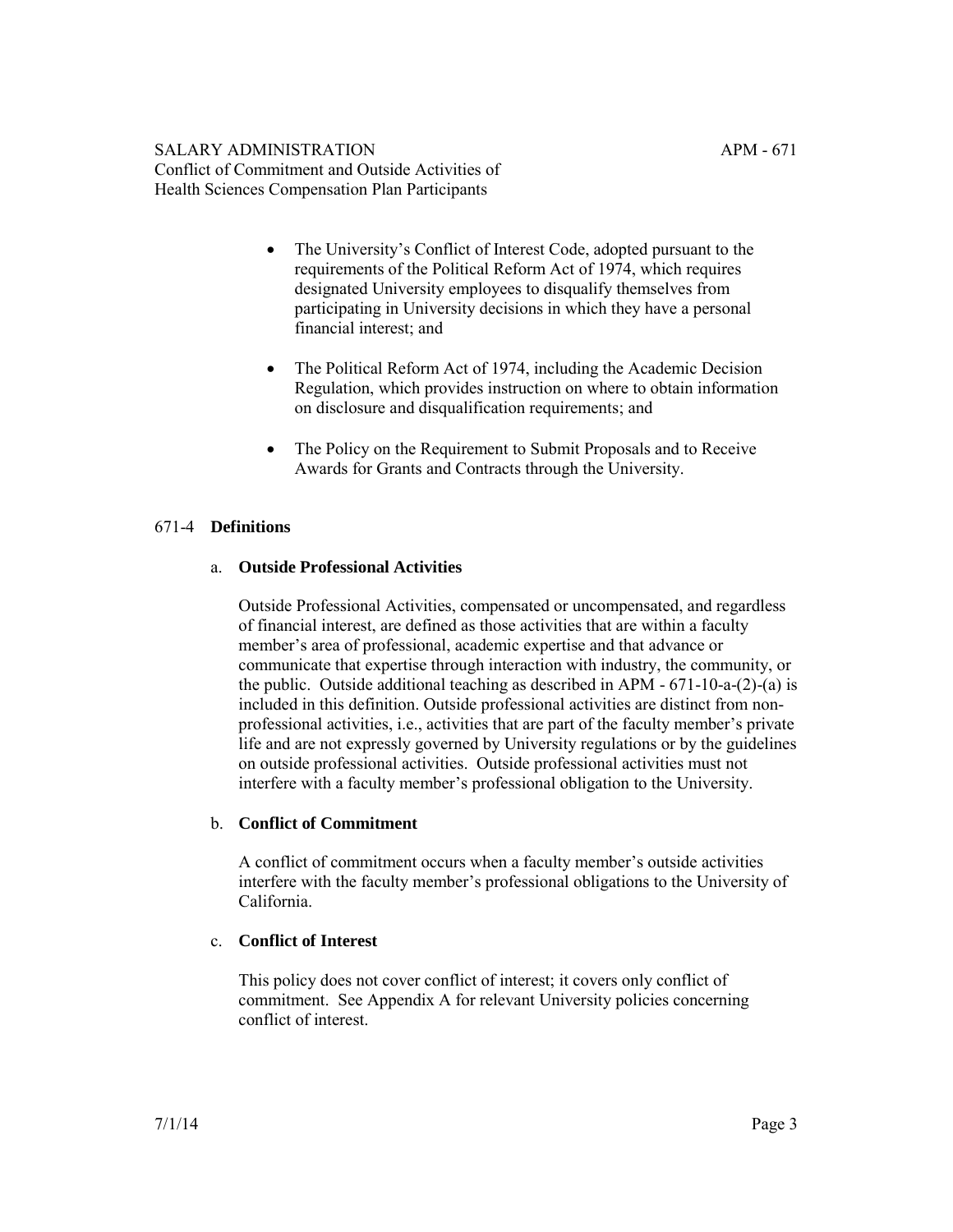- The University's Conflict of Interest Code, adopted pursuant to the requirements of the Political Reform Act of 1974, which requires designated University employees to disqualify themselves from participating in University decisions in which they have a personal financial interest; and

- The Political Reform Act of 1974, including the Academic Decision Regulation, which provides instruction on where to obtain information on disclosure and disqualification requirements; and

- The Policy on the Requirement to Submit Proposals and to Receive Awards for Grants and Contracts through the University.

## 671-4 **Definitions**

### a. **Outside Professional Activities**

Outside Professional Activities, compensated or uncompensated, and regardless of financial interest, are defined as those activities that are within a faculty member's area of professional, academic expertise and that advance or communicate that expertise through interaction with industry, the community, or the public. Outside additional teaching as described in APM - 671-10-a-(2)-(a) is included in this definition. Outside professional activities are distinct from non-professional activities, i.e., activities that are part of the faculty member's private life and are not expressly governed by University regulations or by the guidelines on outside professional activities. Outside professional activities must not interfere with a faculty member's professional obligation to the University.

### b. **Conflict of Commitment**

A conflict of commitment occurs when a faculty member's outside activities interfere with the faculty member's professional obligations to the University of California.

### c. **Conflict of Interest**

This policy does not cover conflict of interest; it covers only conflict of commitment. See Appendix A for relevant University policies concerning conflict of interest.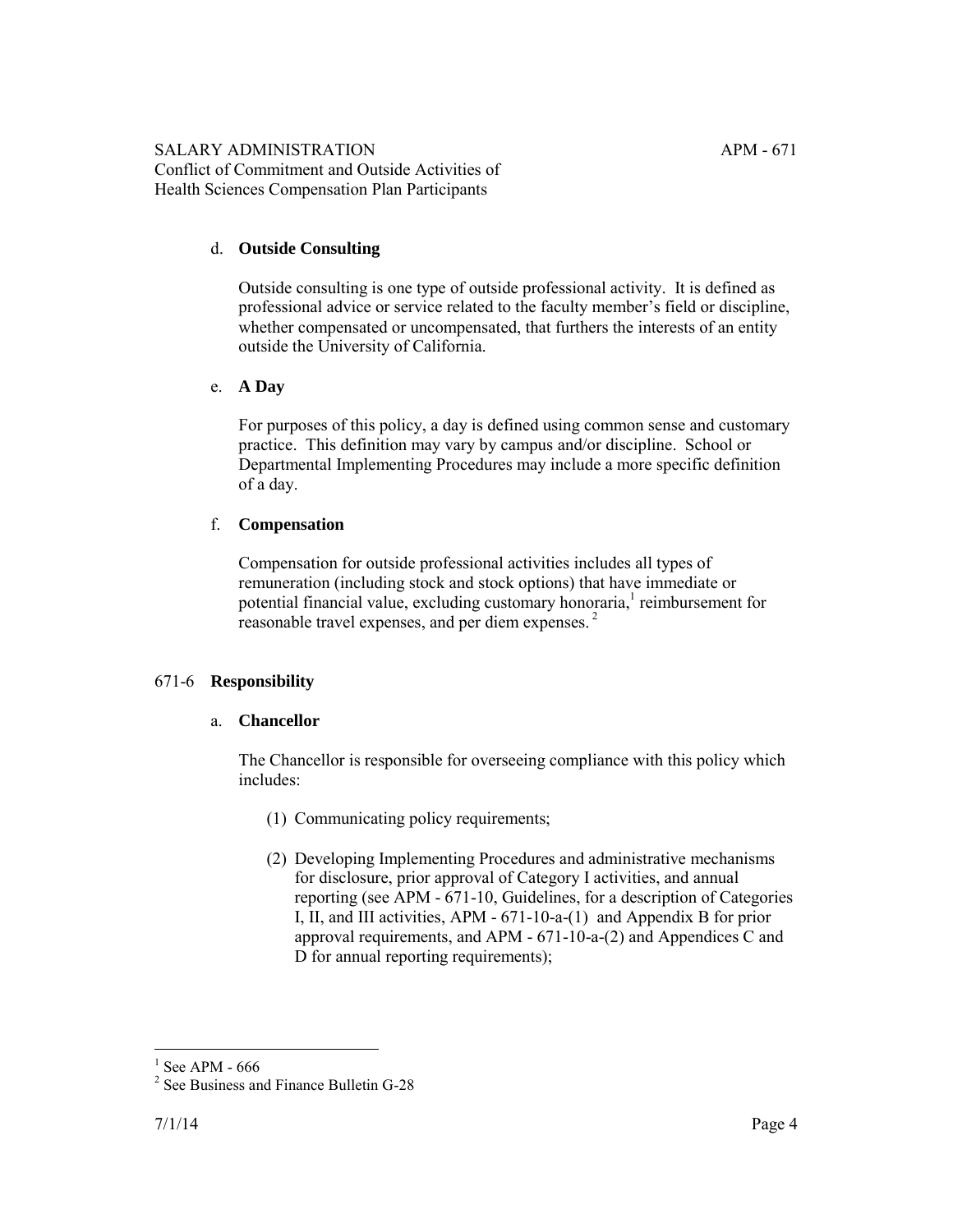d. **Outside Consulting**

Outside consulting is one type of outside professional activity. It is defined as professional advice or service related to the faculty member's field or discipline, whether compensated or uncompensated, that furthers the interests of an entity outside the University of California.

e. **A Day**

For purposes of this policy, a day is defined using common sense and customary practice. This definition may vary by campus and/or discipline. School or Departmental Implementing Procedures may include a more specific definition of a day.

f. **Compensation**

Compensation for outside professional activities includes all types of remuneration (including stock and stock options) that have immediate or potential financial value, excluding customary honoraria,[1] reimbursement for reasonable travel expenses, and per diem expenses.[2]

## 671-6 **Responsibility**

a. **Chancellor**

The Chancellor is responsible for overseeing compliance with this policy which includes:

(1) Communicating policy requirements;

(2) Developing Implementing Procedures and administrative mechanisms for disclosure, prior approval of Category I activities, and annual reporting (see APM - 671-10, Guidelines, for a description of Categories I, II, and III activities, APM - 671-10-a-(1) and Appendix B for prior approval requirements, and APM - 671-10-a-(2) and Appendices C and D for annual reporting requirements);

---

[1] See APM - 666

[2] See Business and Finance Bulletin G-28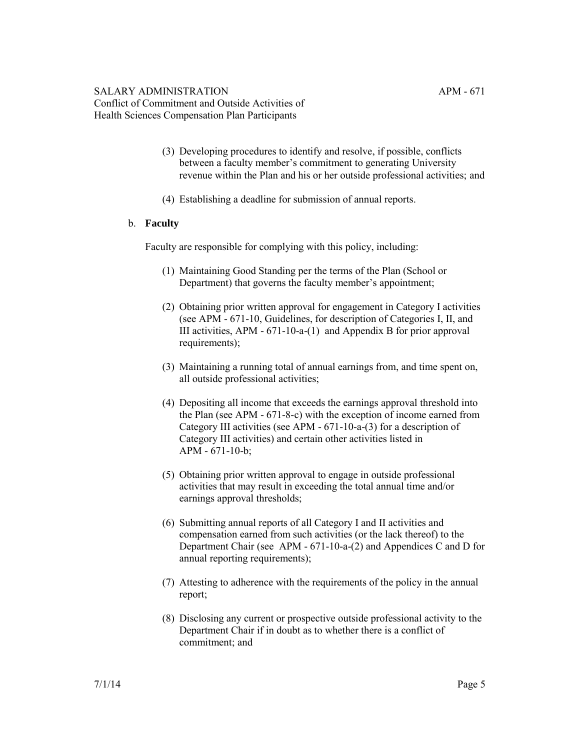(3) Developing procedures to identify and resolve, if possible, conflicts between a faculty member's commitment to generating University revenue within the Plan and his or her outside professional activities; and

(4) Establishing a deadline for submission of annual reports.

b. **Faculty**

Faculty are responsible for complying with this policy, including:

(1) Maintaining Good Standing per the terms of the Plan (School or Department) that governs the faculty member's appointment;

(2) Obtaining prior written approval for engagement in Category I activities (see APM - 671-10, Guidelines, for description of Categories I, II, and III activities, APM - 671-10-a-(1) and Appendix B for prior approval requirements);

(3) Maintaining a running total of annual earnings from, and time spent on, all outside professional activities;

(4) Depositing all income that exceeds the earnings approval threshold into the Plan (see APM - 671-8-c) with the exception of income earned from Category III activities (see APM - 671-10-a-(3) for a description of Category III activities) and certain other activities listed in APM - 671-10-b;

(5) Obtaining prior written approval to engage in outside professional activities that may result in exceeding the total annual time and/or earnings approval thresholds;

(6) Submitting annual reports of all Category I and II activities and compensation earned from such activities (or the lack thereof) to the Department Chair (see APM - 671-10-a-(2) and Appendices C and D for annual reporting requirements);

(7) Attesting to adherence with the requirements of the policy in the annual report;

(8) Disclosing any current or prospective outside professional activity to the Department Chair if in doubt as to whether there is a conflict of commitment; and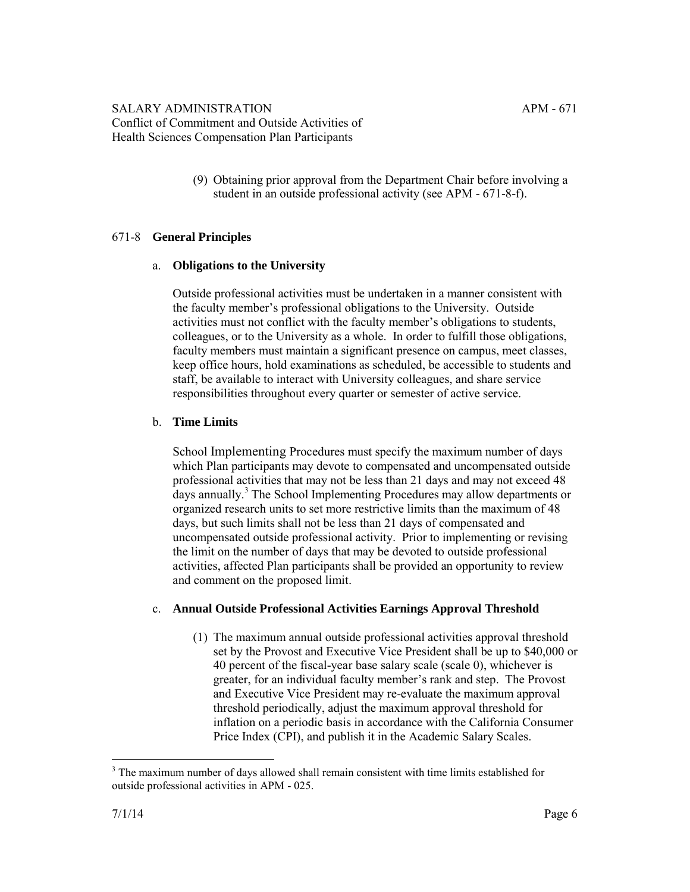(9) Obtaining prior approval from the Department Chair before involving a student in an outside professional activity (see APM - 671-8-f).

## 671-8 **General Principles**

### a. **Obligations to the University**

Outside professional activities must be undertaken in a manner consistent with the faculty member's professional obligations to the University. Outside activities must not conflict with the faculty member's obligations to students, colleagues, or to the University as a whole. In order to fulfill those obligations, faculty members must maintain a significant presence on campus, meet classes, keep office hours, hold examinations as scheduled, be accessible to students and staff, be available to interact with University colleagues, and share service responsibilities throughout every quarter or semester of active service.

### b. **Time Limits**

School Implementing Procedures must specify the maximum number of days which Plan participants may devote to compensated and uncompensated outside professional activities that may not be less than 21 days and may not exceed 48 days annually.[3] The School Implementing Procedures may allow departments or organized research units to set more restrictive limits than the maximum of 48 days, but such limits shall not be less than 21 days of compensated and uncompensated outside professional activity. Prior to implementing or revising the limit on the number of days that may be devoted to outside professional activities, affected Plan participants shall be provided an opportunity to review and comment on the proposed limit.

### c. **Annual Outside Professional Activities Earnings Approval Threshold**

(1) The maximum annual outside professional activities approval threshold set by the Provost and Executive Vice President shall be up to $40,000 or 40 percent of the fiscal-year base salary scale (scale 0), whichever is greater, for an individual faculty member's rank and step. The Provost and Executive Vice President may re-evaluate the maximum approval threshold periodically, adjust the maximum approval threshold for inflation on a periodic basis in accordance with the California Consumer Price Index (CPI), and publish it in the Academic Salary Scales.

---

[3] The maximum number of days allowed shall remain consistent with time limits established for outside professional activities in APM - 025.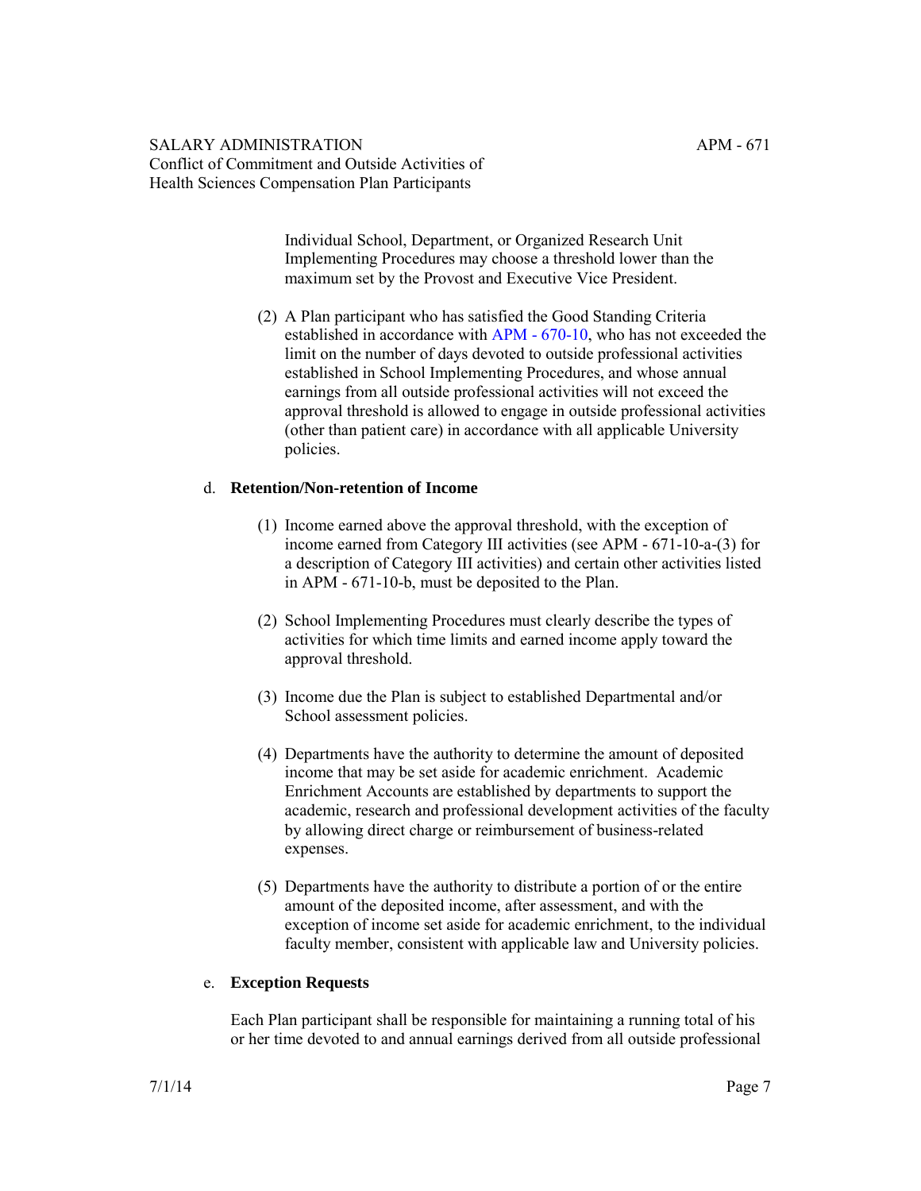Individual School, Department, or Organized Research Unit Implementing Procedures may choose a threshold lower than the maximum set by the Provost and Executive Vice President.

(2) A Plan participant who has satisfied the Good Standing Criteria established in accordance with APM - 670-10, who has not exceeded the limit on the number of days devoted to outside professional activities established in School Implementing Procedures, and whose annual earnings from all outside professional activities will not exceed the approval threshold is allowed to engage in outside professional activities (other than patient care) in accordance with all applicable University policies.

d. **Retention/Non-retention of Income**

(1) Income earned above the approval threshold, with the exception of income earned from Category III activities (see APM - 671-10-a-(3) for a description of Category III activities) and certain other activities listed in APM - 671-10-b, must be deposited to the Plan.

(2) School Implementing Procedures must clearly describe the types of activities for which time limits and earned income apply toward the approval threshold.

(3) Income due the Plan is subject to established Departmental and/or School assessment policies.

(4) Departments have the authority to determine the amount of deposited income that may be set aside for academic enrichment. Academic Enrichment Accounts are established by departments to support the academic, research and professional development activities of the faculty by allowing direct charge or reimbursement of business-related expenses.

(5) Departments have the authority to distribute a portion of or the entire amount of the deposited income, after assessment, and with the exception of income set aside for academic enrichment, to the individual faculty member, consistent with applicable law and University policies.

e. **Exception Requests**

Each Plan participant shall be responsible for maintaining a running total of his or her time devoted to and annual earnings derived from all outside professional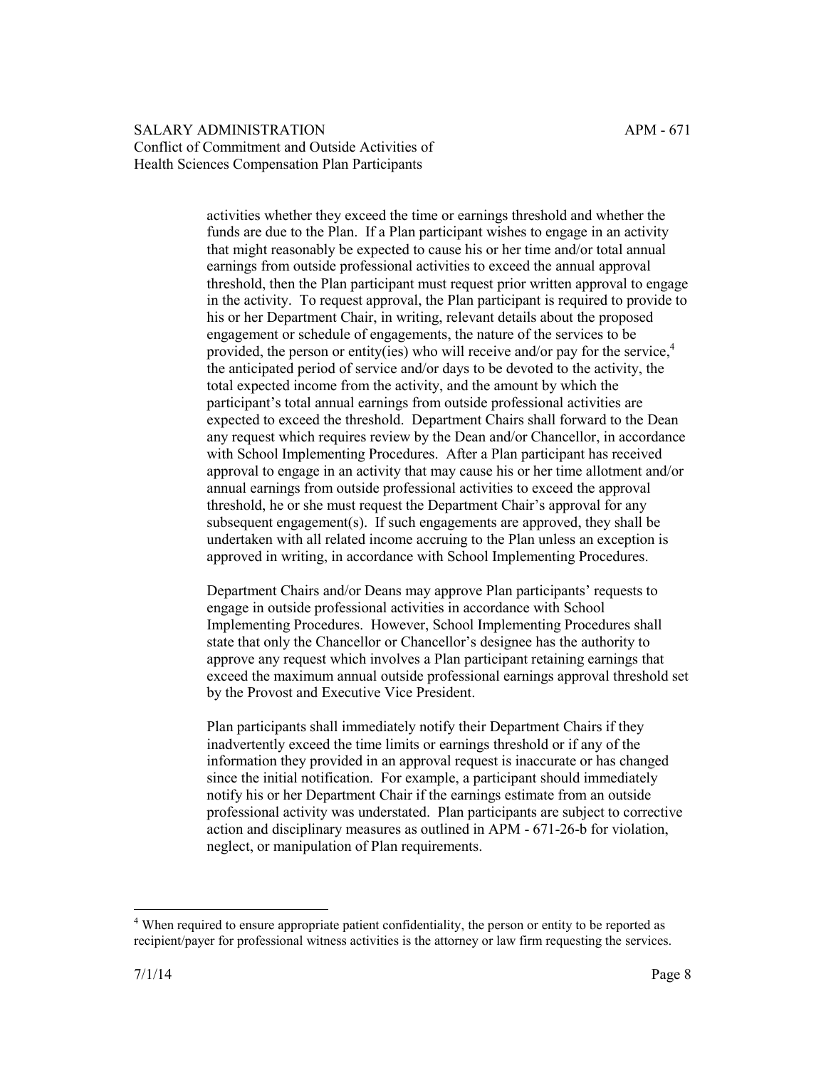activities whether they exceed the time or earnings threshold and whether the funds are due to the Plan. If a Plan participant wishes to engage in an activity that might reasonably be expected to cause his or her time and/or total annual earnings from outside professional activities to exceed the annual approval threshold, then the Plan participant must request prior written approval to engage in the activity. To request approval, the Plan participant is required to provide to his or her Department Chair, in writing, relevant details about the proposed engagement or schedule of engagements, the nature of the services to be provided, the person or entity(ies) who will receive and/or pay for the service,[4] the anticipated period of service and/or days to be devoted to the activity, the total expected income from the activity, and the amount by which the participant's total annual earnings from outside professional activities are expected to exceed the threshold. Department Chairs shall forward to the Dean any request which requires review by the Dean and/or Chancellor, in accordance with School Implementing Procedures. After a Plan participant has received approval to engage in an activity that may cause his or her time allotment and/or annual earnings from outside professional activities to exceed the approval threshold, he or she must request the Department Chair's approval for any subsequent engagement(s). If such engagements are approved, they shall be undertaken with all related income accruing to the Plan unless an exception is approved in writing, in accordance with School Implementing Procedures.

Department Chairs and/or Deans may approve Plan participants' requests to engage in outside professional activities in accordance with School Implementing Procedures. However, School Implementing Procedures shall state that only the Chancellor or Chancellor's designee has the authority to approve any request which involves a Plan participant retaining earnings that exceed the maximum annual outside professional earnings approval threshold set by the Provost and Executive Vice President.

Plan participants shall immediately notify their Department Chairs if they inadvertently exceed the time limits or earnings threshold or if any of the information they provided in an approval request is inaccurate or has changed since the initial notification. For example, a participant should immediately notify his or her Department Chair if the earnings estimate from an outside professional activity was understated. Plan participants are subject to corrective action and disciplinary measures as outlined in APM - 671-26-b for violation, neglect, or manipulation of Plan requirements.

---

[4] When required to ensure appropriate patient confidentiality, the person or entity to be reported as recipient/payer for professional witness activities is the attorney or law firm requesting the services.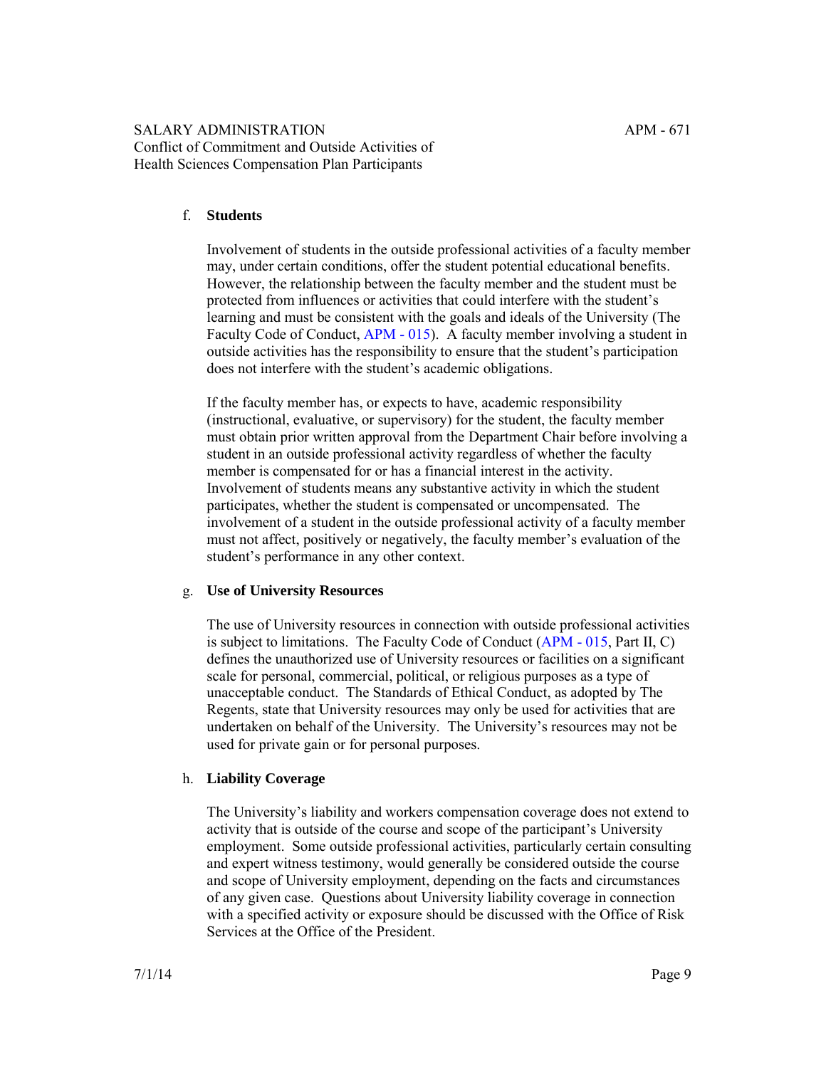f. **Students**

Involvement of students in the outside professional activities of a faculty member may, under certain conditions, offer the student potential educational benefits. However, the relationship between the faculty member and the student must be protected from influences or activities that could interfere with the student's learning and must be consistent with the goals and ideals of the University (The Faculty Code of Conduct, APM - 015). A faculty member involving a student in outside activities has the responsibility to ensure that the student's participation does not interfere with the student's academic obligations.

If the faculty member has, or expects to have, academic responsibility (instructional, evaluative, or supervisory) for the student, the faculty member must obtain prior written approval from the Department Chair before involving a student in an outside professional activity regardless of whether the faculty member is compensated for or has a financial interest in the activity. Involvement of students means any substantive activity in which the student participates, whether the student is compensated or uncompensated. The involvement of a student in the outside professional activity of a faculty member must not affect, positively or negatively, the faculty member's evaluation of the student's performance in any other context.

g. **Use of University Resources**

The use of University resources in connection with outside professional activities is subject to limitations. The Faculty Code of Conduct (APM - 015, Part II, C) defines the unauthorized use of University resources or facilities on a significant scale for personal, commercial, political, or religious purposes as a type of unacceptable conduct. The Standards of Ethical Conduct, as adopted by The Regents, state that University resources may only be used for activities that are undertaken on behalf of the University. The University's resources may not be used for private gain or for personal purposes.

h. **Liability Coverage**

The University's liability and workers compensation coverage does not extend to activity that is outside of the course and scope of the participant's University employment. Some outside professional activities, particularly certain consulting and expert witness testimony, would generally be considered outside the course and scope of University employment, depending on the facts and circumstances of any given case. Questions about University liability coverage in connection with a specified activity or exposure should be discussed with the Office of Risk Services at the Office of the President.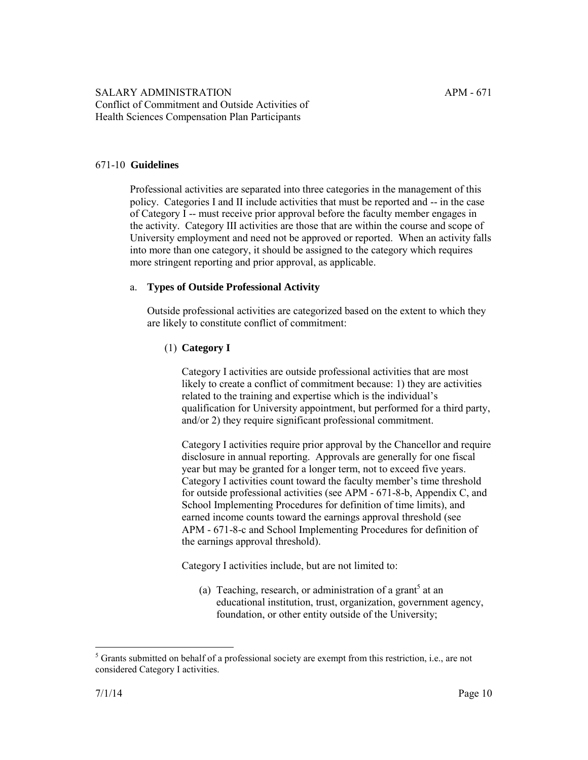## 671-10 **Guidelines**

Professional activities are separated into three categories in the management of this policy. Categories I and II include activities that must be reported and -- in the case of Category I -- must receive prior approval before the faculty member engages in the activity. Category III activities are those that are within the course and scope of University employment and need not be approved or reported. When an activity falls into more than one category, it should be assigned to the category which requires more stringent reporting and prior approval, as applicable.

### a. **Types of Outside Professional Activity**

Outside professional activities are categorized based on the extent to which they are likely to constitute conflict of commitment:

#### (1) **Category I**

Category I activities are outside professional activities that are most likely to create a conflict of commitment because: 1) they are activities related to the training and expertise which is the individual's qualification for University appointment, but performed for a third party, and/or 2) they require significant professional commitment.

Category I activities require prior approval by the Chancellor and require disclosure in annual reporting. Approvals are generally for one fiscal year but may be granted for a longer term, not to exceed five years. Category I activities count toward the faculty member's time threshold for outside professional activities (see APM - 671-8-b, Appendix C, and School Implementing Procedures for definition of time limits), and earned income counts toward the earnings approval threshold (see APM - 671-8-c and School Implementing Procedures for definition of the earnings approval threshold).

Category I activities include, but are not limited to:

(a) Teaching, research, or administration of a grant[5] at an educational institution, trust, organization, government agency, foundation, or other entity outside of the University;

---

[5] Grants submitted on behalf of a professional society are exempt from this restriction, i.e., are not considered Category I activities.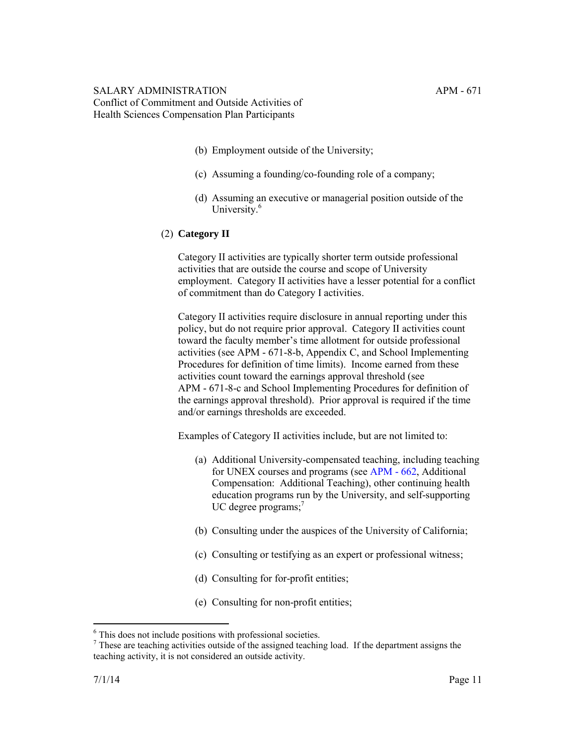(b) Employment outside of the University;

(c) Assuming a founding/co-founding role of a company;

(d) Assuming an executive or managerial position outside of the University.[6]

(2) **Category II**

Category II activities are typically shorter term outside professional activities that are outside the course and scope of University employment. Category II activities have a lesser potential for a conflict of commitment than do Category I activities.

Category II activities require disclosure in annual reporting under this policy, but do not require prior approval. Category II activities count toward the faculty member's time allotment for outside professional activities (see APM - 671-8-b, Appendix C, and School Implementing Procedures for definition of time limits). Income earned from these activities count toward the earnings approval threshold (see APM - 671-8-c and School Implementing Procedures for definition of the earnings approval threshold). Prior approval is required if the time and/or earnings thresholds are exceeded.

Examples of Category II activities include, but are not limited to:

(a) Additional University-compensated teaching, including teaching for UNEX courses and programs (see APM - 662, Additional Compensation: Additional Teaching), other continuing health education programs run by the University, and self-supporting UC degree programs;[7]

(b) Consulting under the auspices of the University of California;

(c) Consulting or testifying as an expert or professional witness;

(d) Consulting for for-profit entities;

(e) Consulting for non-profit entities;

---

[6] This does not include positions with professional societies.

[7] These are teaching activities outside of the assigned teaching load. If the department assigns the teaching activity, it is not considered an outside activity.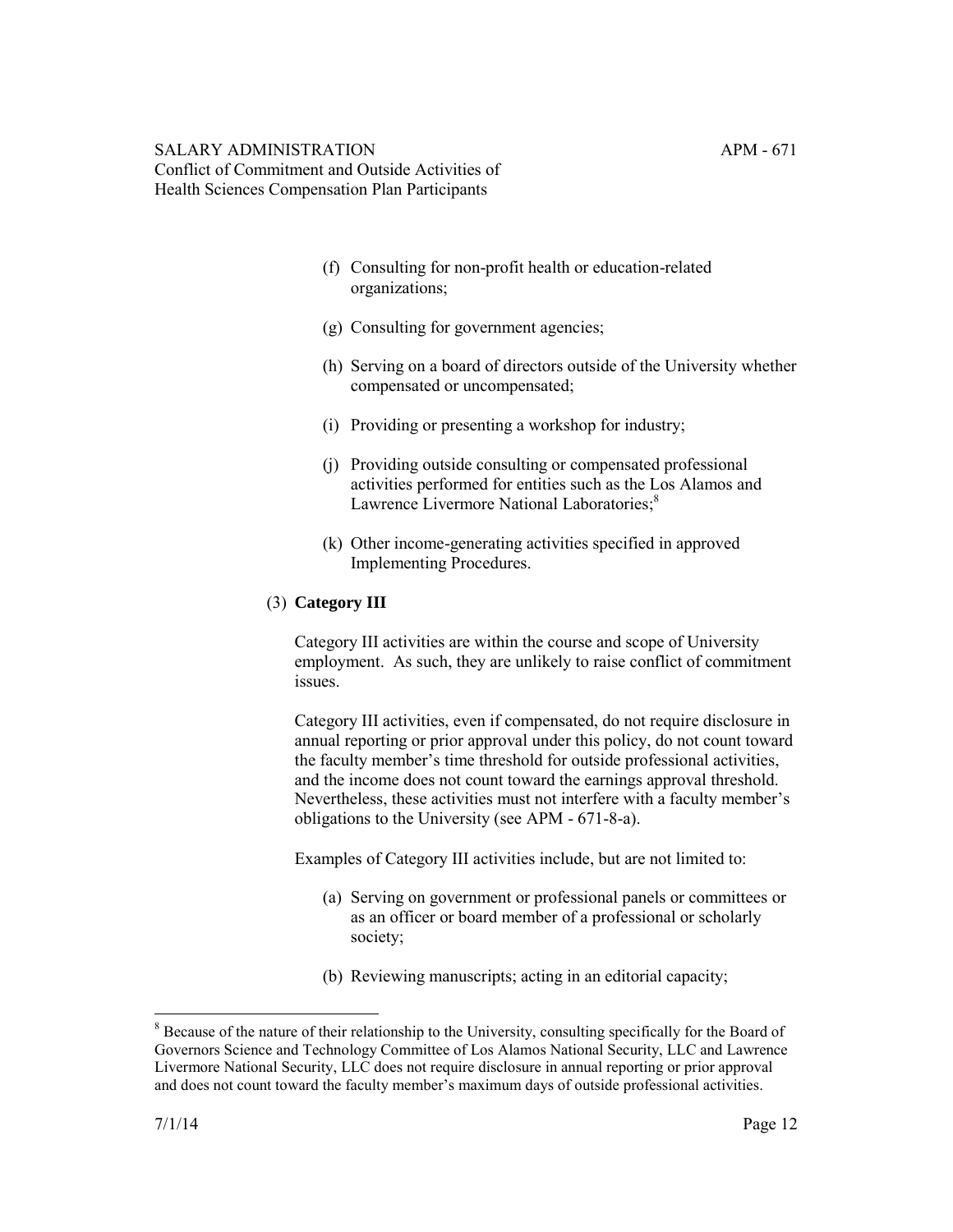(f) Consulting for non-profit health or education-related organizations;

(g) Consulting for government agencies;

(h) Serving on a board of directors outside of the University whether compensated or uncompensated;

(i) Providing or presenting a workshop for industry;

(j) Providing outside consulting or compensated professional activities performed for entities such as the Los Alamos and Lawrence Livermore National Laboratories;[8]

(k) Other income-generating activities specified in approved Implementing Procedures.

(3) **Category III**

Category III activities are within the course and scope of University employment. As such, they are unlikely to raise conflict of commitment issues.

Category III activities, even if compensated, do not require disclosure in annual reporting or prior approval under this policy, do not count toward the faculty member's time threshold for outside professional activities, and the income does not count toward the earnings approval threshold. Nevertheless, these activities must not interfere with a faculty member's obligations to the University (see APM - 671-8-a).

Examples of Category III activities include, but are not limited to:

(a) Serving on government or professional panels or committees or as an officer or board member of a professional or scholarly society;

(b) Reviewing manuscripts; acting in an editorial capacity;

---

[8] Because of the nature of their relationship to the University, consulting specifically for the Board of Governors Science and Technology Committee of Los Alamos National Security, LLC and Lawrence Livermore National Security, LLC does not require disclosure in annual reporting or prior approval and does not count toward the faculty member's maximum days of outside professional activities.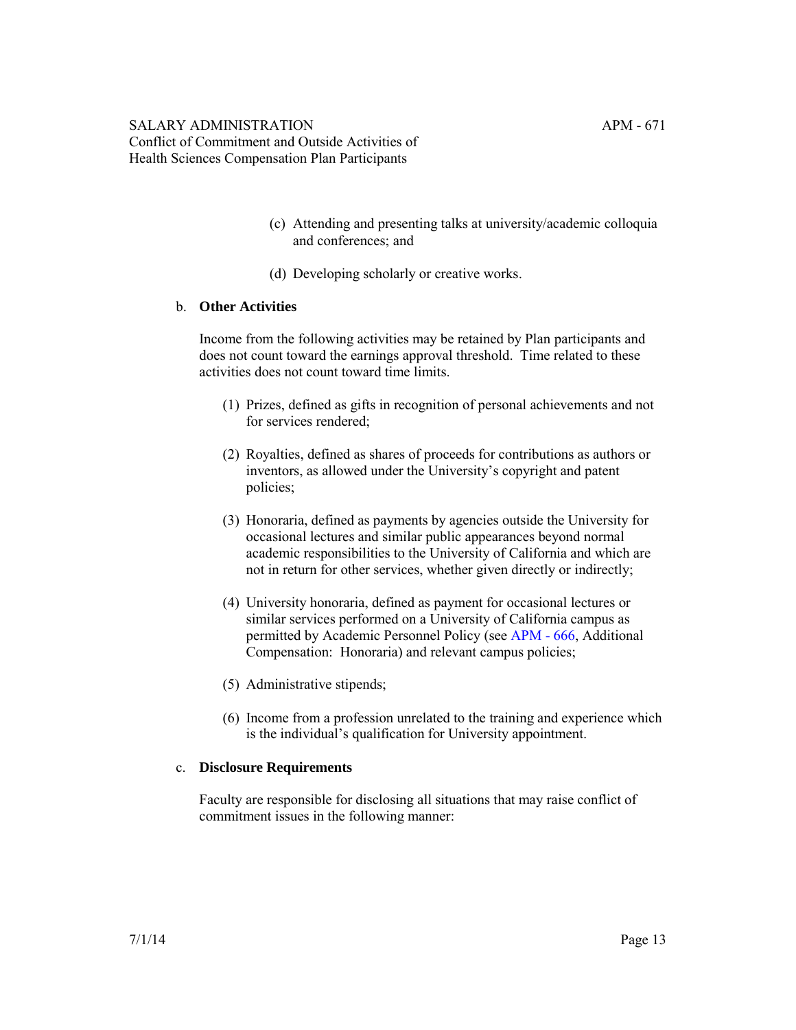(c) Attending and presenting talks at university/academic colloquia and conferences; and

(d) Developing scholarly or creative works.

b. **Other Activities**

Income from the following activities may be retained by Plan participants and does not count toward the earnings approval threshold. Time related to these activities does not count toward time limits.

(1) Prizes, defined as gifts in recognition of personal achievements and not for services rendered;

(2) Royalties, defined as shares of proceeds for contributions as authors or inventors, as allowed under the University's copyright and patent policies;

(3) Honoraria, defined as payments by agencies outside the University for occasional lectures and similar public appearances beyond normal academic responsibilities to the University of California and which are not in return for other services, whether given directly or indirectly;

(4) University honoraria, defined as payment for occasional lectures or similar services performed on a University of California campus as permitted by Academic Personnel Policy (see APM - 666, Additional Compensation: Honoraria) and relevant campus policies;

(5) Administrative stipends;

(6) Income from a profession unrelated to the training and experience which is the individual's qualification for University appointment.

c. **Disclosure Requirements**

Faculty are responsible for disclosing all situations that may raise conflict of commitment issues in the following manner: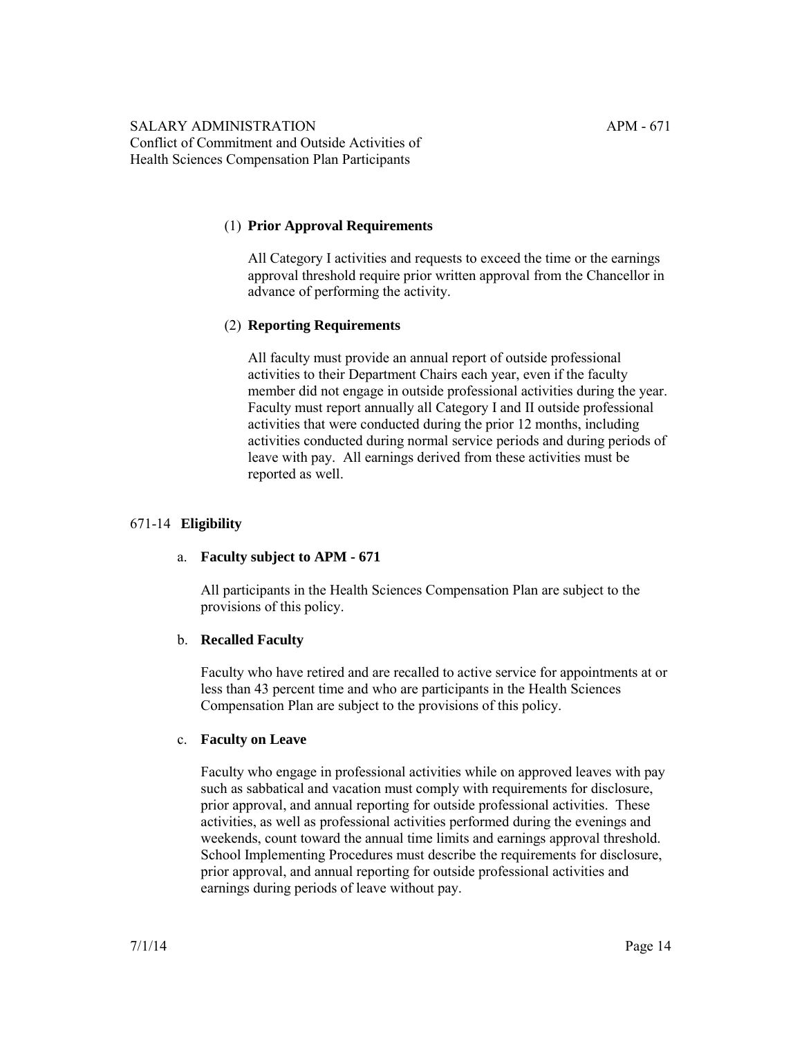(1) **Prior Approval Requirements**

All Category I activities and requests to exceed the time or the earnings approval threshold require prior written approval from the Chancellor in advance of performing the activity.

(2) **Reporting Requirements**

All faculty must provide an annual report of outside professional activities to their Department Chairs each year, even if the faculty member did not engage in outside professional activities during the year. Faculty must report annually all Category I and II outside professional activities that were conducted during the prior 12 months, including activities conducted during normal service periods and during periods of leave with pay. All earnings derived from these activities must be reported as well.

## 671-14 **Eligibility**

a. **Faculty subject to APM - 671**

All participants in the Health Sciences Compensation Plan are subject to the provisions of this policy.

b. **Recalled Faculty**

Faculty who have retired and are recalled to active service for appointments at or less than 43 percent time and who are participants in the Health Sciences Compensation Plan are subject to the provisions of this policy.

c. **Faculty on Leave**

Faculty who engage in professional activities while on approved leaves with pay such as sabbatical and vacation must comply with requirements for disclosure, prior approval, and annual reporting for outside professional activities. These activities, as well as professional activities performed during the evenings and weekends, count toward the annual time limits and earnings approval threshold. School Implementing Procedures must describe the requirements for disclosure, prior approval, and annual reporting for outside professional activities and earnings during periods of leave without pay.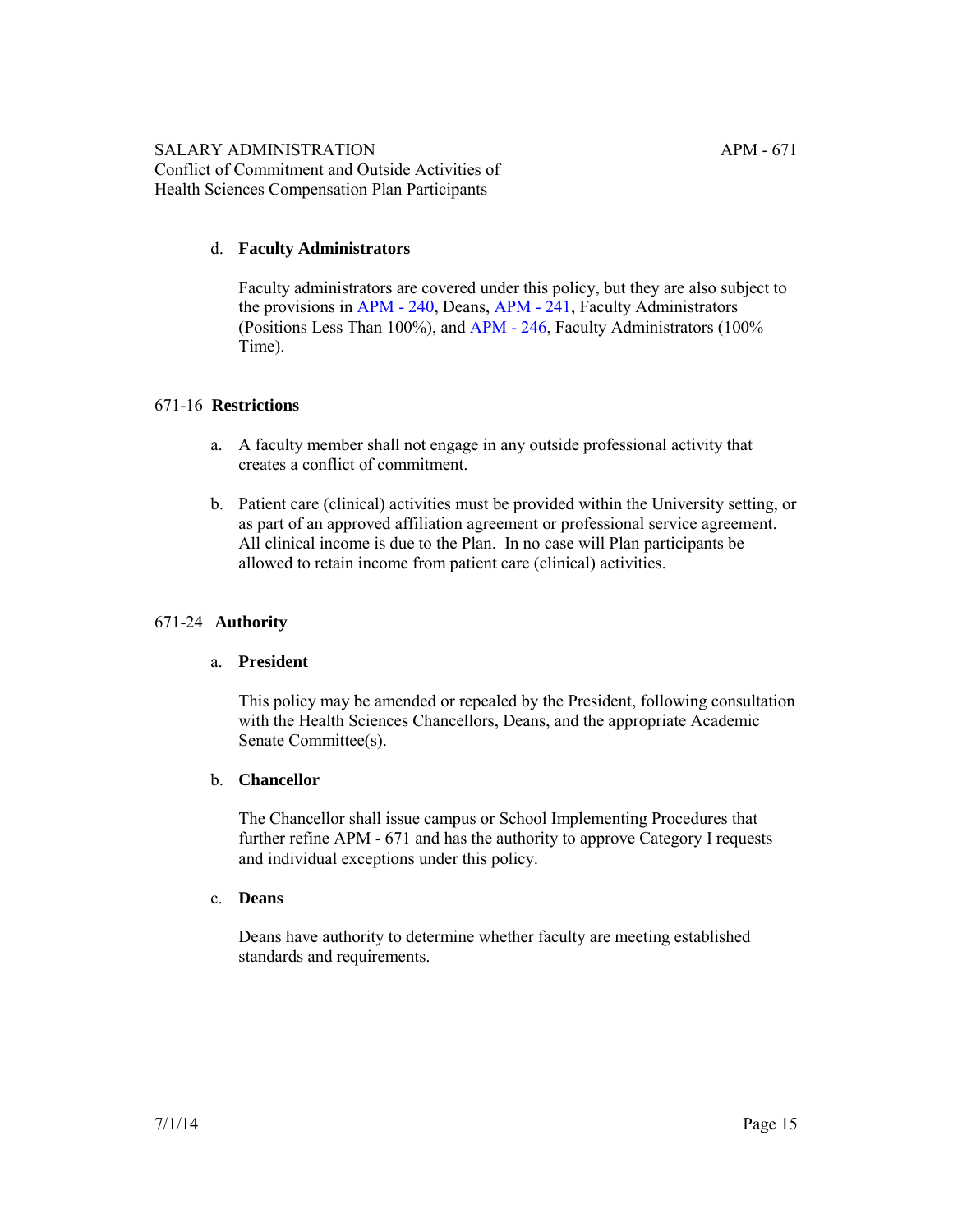d. **Faculty Administrators**

Faculty administrators are covered under this policy, but they are also subject to the provisions in APM - 240, Deans, APM - 241, Faculty Administrators (Positions Less Than 100%), and APM - 246, Faculty Administrators (100% Time).

## 671-16 Restrictions

a. A faculty member shall not engage in any outside professional activity that creates a conflict of commitment.

b. Patient care (clinical) activities must be provided within the University setting, or as part of an approved affiliation agreement or professional service agreement. All clinical income is due to the Plan. In no case will Plan participants be allowed to retain income from patient care (clinical) activities.

## 671-24 Authority

a. **President**

This policy may be amended or repealed by the President, following consultation with the Health Sciences Chancellors, Deans, and the appropriate Academic Senate Committee(s).

b. **Chancellor**

The Chancellor shall issue campus or School Implementing Procedures that further refine APM - 671 and has the authority to approve Category I requests and individual exceptions under this policy.

c. **Deans**

Deans have authority to determine whether faculty are meeting established standards and requirements.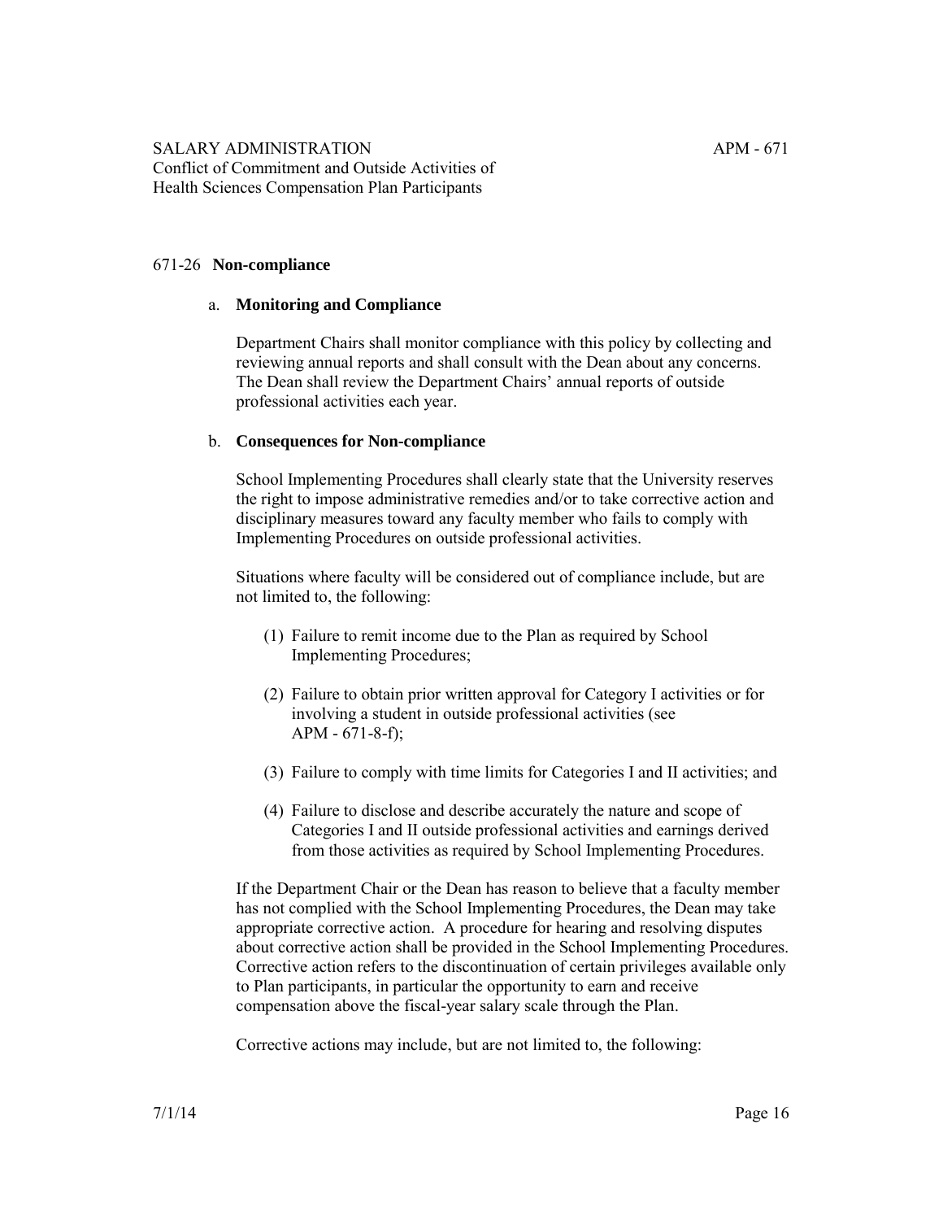### 671-26 **Non-compliance**

a. **Monitoring and Compliance**

Department Chairs shall monitor compliance with this policy by collecting and reviewing annual reports and shall consult with the Dean about any concerns. The Dean shall review the Department Chairs' annual reports of outside professional activities each year.

b. **Consequences for Non-compliance**

School Implementing Procedures shall clearly state that the University reserves the right to impose administrative remedies and/or to take corrective action and disciplinary measures toward any faculty member who fails to comply with Implementing Procedures on outside professional activities.

Situations where faculty will be considered out of compliance include, but are not limited to, the following:

(1) Failure to remit income due to the Plan as required by School Implementing Procedures;

(2) Failure to obtain prior written approval for Category I activities or for involving a student in outside professional activities (see APM - 671-8-f);

(3) Failure to comply with time limits for Categories I and II activities; and

(4) Failure to disclose and describe accurately the nature and scope of Categories I and II outside professional activities and earnings derived from those activities as required by School Implementing Procedures.

If the Department Chair or the Dean has reason to believe that a faculty member has not complied with the School Implementing Procedures, the Dean may take appropriate corrective action. A procedure for hearing and resolving disputes about corrective action shall be provided in the School Implementing Procedures. Corrective action refers to the discontinuation of certain privileges available only to Plan participants, in particular the opportunity to earn and receive compensation above the fiscal-year salary scale through the Plan.

Corrective actions may include, but are not limited to, the following: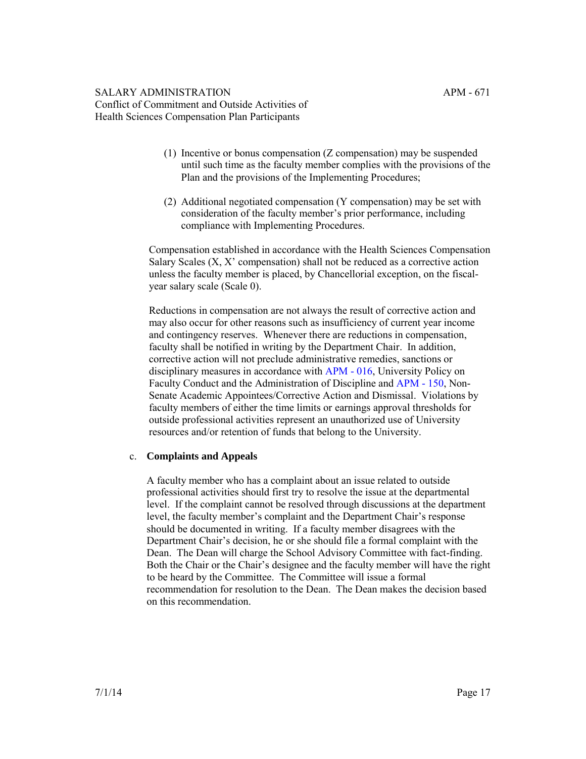(1) Incentive or bonus compensation (Z compensation) may be suspended until such time as the faculty member complies with the provisions of the Plan and the provisions of the Implementing Procedures;

(2) Additional negotiated compensation (Y compensation) may be set with consideration of the faculty member's prior performance, including compliance with Implementing Procedures.

Compensation established in accordance with the Health Sciences Compensation Salary Scales (X, X' compensation) shall not be reduced as a corrective action unless the faculty member is placed, by Chancellorial exception, on the fiscal-year salary scale (Scale 0).

Reductions in compensation are not always the result of corrective action and may also occur for other reasons such as insufficiency of current year income and contingency reserves. Whenever there are reductions in compensation, faculty shall be notified in writing by the Department Chair. In addition, corrective action will not preclude administrative remedies, sanctions or disciplinary measures in accordance with APM - 016, University Policy on Faculty Conduct and the Administration of Discipline and APM - 150, Non-Senate Academic Appointees/Corrective Action and Dismissal. Violations by faculty members of either the time limits or earnings approval thresholds for outside professional activities represent an unauthorized use of University resources and/or retention of funds that belong to the University.

c. **Complaints and Appeals**

A faculty member who has a complaint about an issue related to outside professional activities should first try to resolve the issue at the departmental level. If the complaint cannot be resolved through discussions at the department level, the faculty member's complaint and the Department Chair's response should be documented in writing. If a faculty member disagrees with the Department Chair's decision, he or she should file a formal complaint with the Dean. The Dean will charge the School Advisory Committee with fact-finding. Both the Chair or the Chair's designee and the faculty member will have the right to be heard by the Committee. The Committee will issue a formal recommendation for resolution to the Dean. The Dean makes the decision based on this recommendation.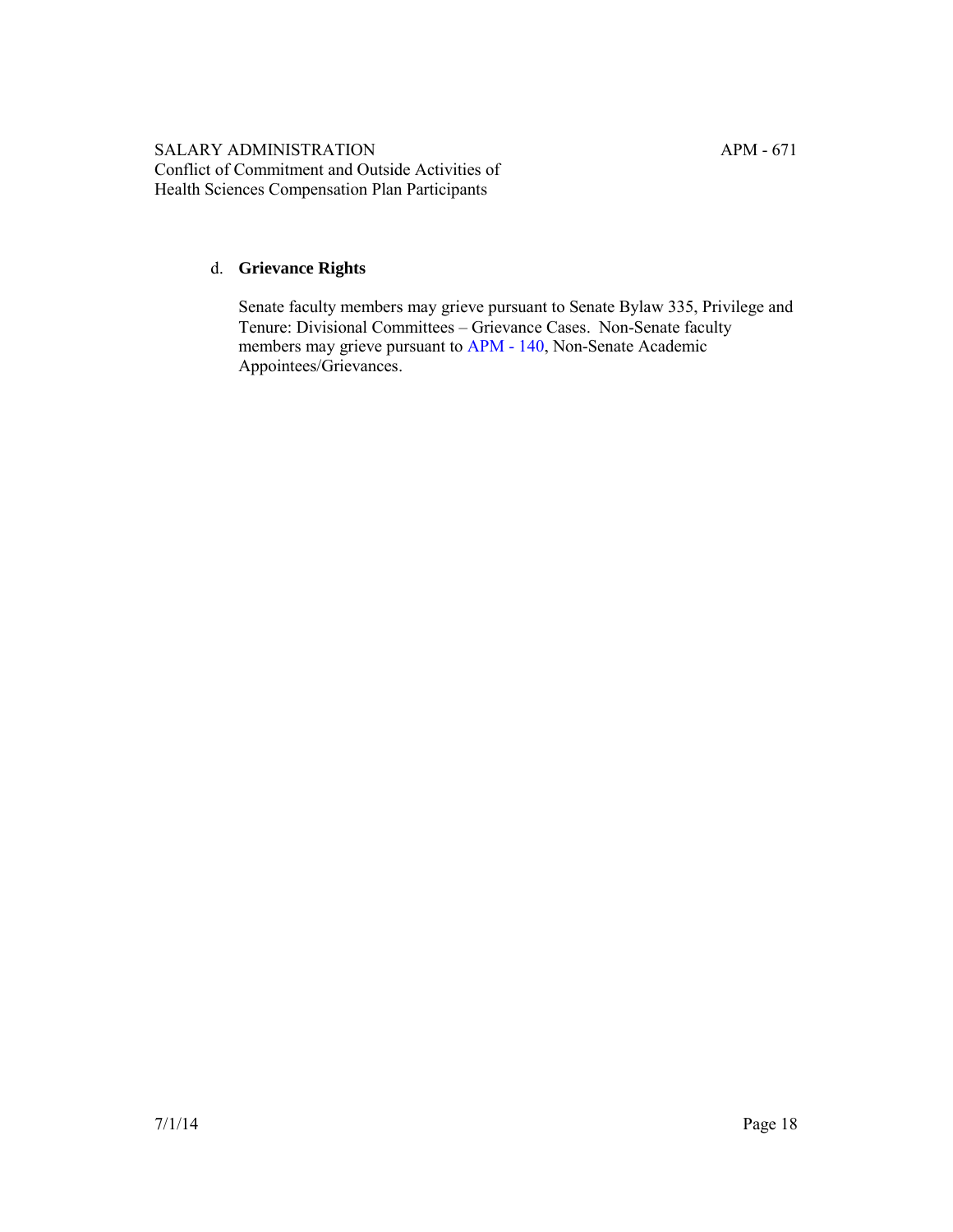d. **Grievance Rights**

Senate faculty members may grieve pursuant to Senate Bylaw 335, Privilege and Tenure: Divisional Committees – Grievance Cases. Non-Senate faculty members may grieve pursuant to APM - 140, Non-Senate Academic Appointees/Grievances.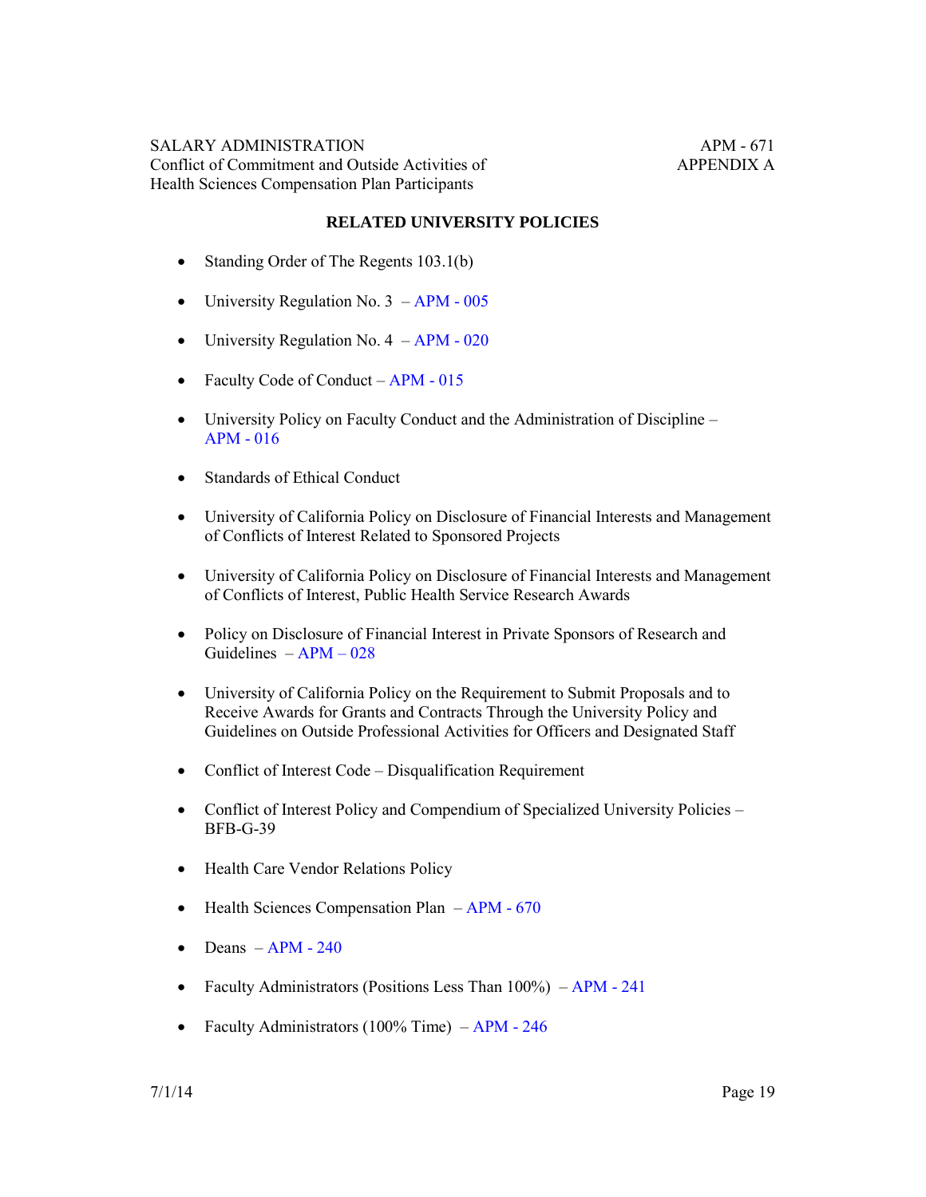## RELATED UNIVERSITY POLICIES

- Standing Order of The Regents 103.1(b)
- University Regulation No. 3 – APM - 005
- University Regulation No. 4 – APM - 020
- Faculty Code of Conduct – APM - 015
- University Policy on Faculty Conduct and the Administration of Discipline – APM - 016
- Standards of Ethical Conduct
- University of California Policy on Disclosure of Financial Interests and Management of Conflicts of Interest Related to Sponsored Projects
- University of California Policy on Disclosure of Financial Interests and Management of Conflicts of Interest, Public Health Service Research Awards
- Policy on Disclosure of Financial Interest in Private Sponsors of Research and Guidelines – APM – 028
- University of California Policy on the Requirement to Submit Proposals and to Receive Awards for Grants and Contracts Through the University Policy and Guidelines on Outside Professional Activities for Officers and Designated Staff
- Conflict of Interest Code – Disqualification Requirement
- Conflict of Interest Policy and Compendium of Specialized University Policies – BFB-G-39
- Health Care Vendor Relations Policy
- Health Sciences Compensation Plan – APM - 670
- Deans – APM - 240
- Faculty Administrators (Positions Less Than 100%) – APM - 241
- Faculty Administrators (100% Time) – APM - 246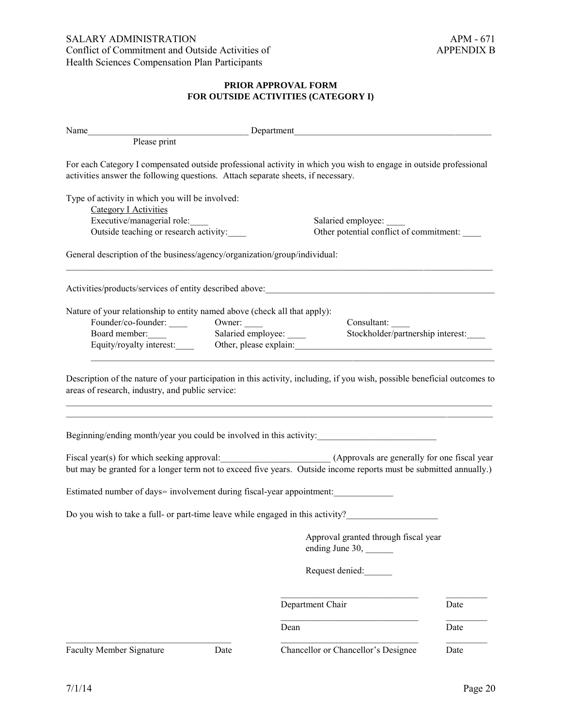SALARY ADMINISTRATION  
Conflict of Commitment and Outside Activities of  
Health Sciences Compensation Plan Participants

APM - 671  
APPENDIX B

**PRIOR APPROVAL FORM**
**FOR OUTSIDE ACTIVITIES (CATEGORY I)**

Name___________________________________ Department___________________________________________

Please print

For each Category I compensated outside professional activity in which you wish to engage in outside professional activities answer the following questions. Attach separate sheets, if necessary.

Type of activity in which you will be involved:

Category I Activities

Executive/managerial role:____ Salaried employee: ____

Outside teaching or research activity:____ Other potential conflict of commitment: ____

General description of the business/agency/organization/group/individual:

_______________________________________________________________________________________________

Activities/products/services of entity described above:_____________________________________________________

Nature of your relationship to entity named above (check all that apply):

Founder/co-founder: ____ Owner: ____ Consultant: ____

Board member:____ Salaried employee: ____ Stockholder/partnership interest:____

Equity/royalty interest:____ Other, please explain:___________________________________________

_______________________________________________________________________________________________

Description of the nature of your participation in this activity, including, if you wish, possible beneficial outcomes to areas of research, industry, and public service:

_______________________________________________________________________________________________

_______________________________________________________________________________________________

Beginning/ending month/year you could be involved in this activity:__________________________

Fiscal year(s) for which seeking approval:________________________ (Approvals are generally for one fiscal year but may be granted for a longer term not to exceed five years. Outside income reports must be submitted annually.)

Estimated number of days= involvement during fiscal-year appointment:_____________

Do you wish to take a full- or part-time leave while engaged in this activity?____________________

Approval granted through fiscal year ending June 30, ______

Request denied:______

______________________________ _________
Department Chair Date

______________________________ _________
Dean Date

___________________________________ ______________________________ _________
Faculty Member Signature Date Chancellor or Chancellor's Designee Date

7/1/14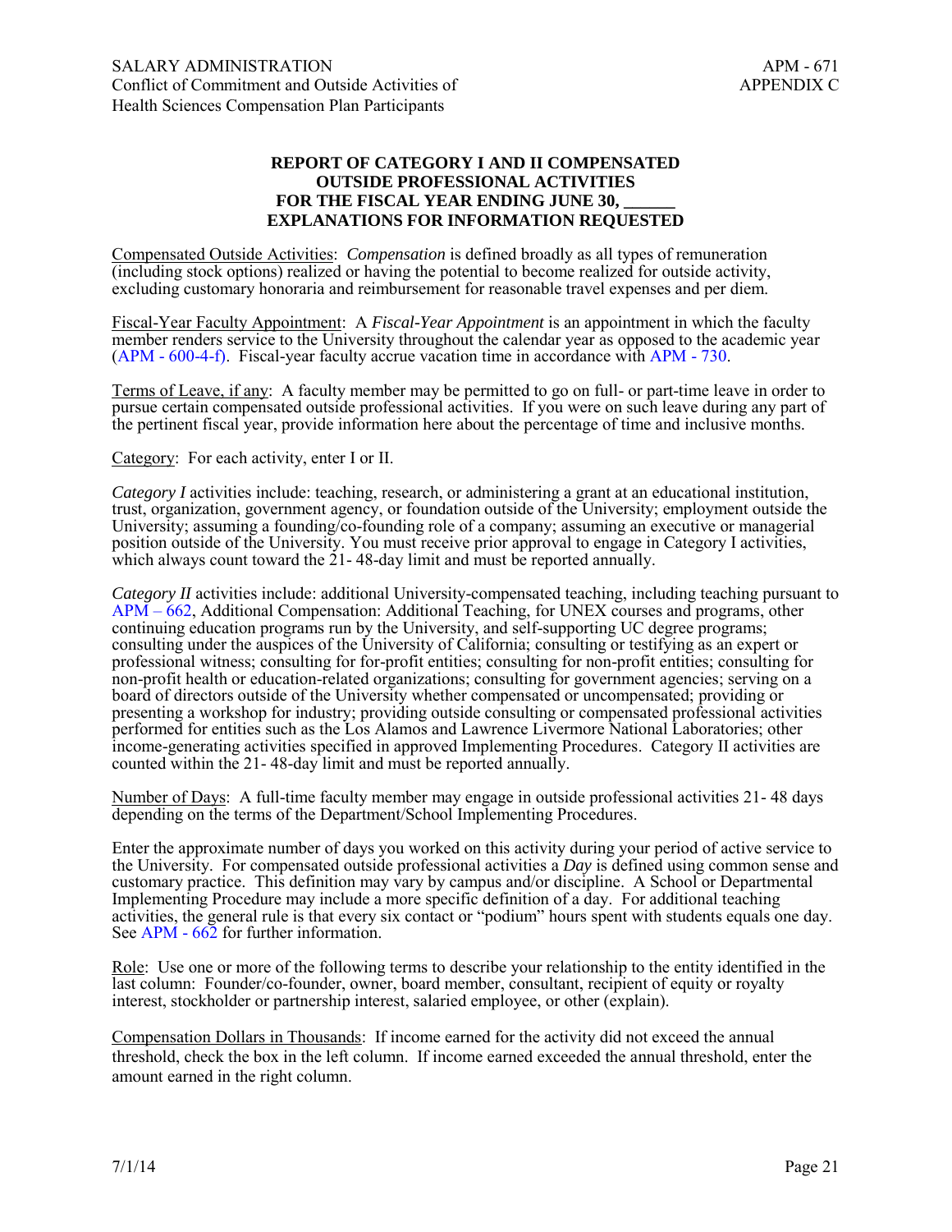## REPORT OF CATEGORY I AND II COMPENSATED OUTSIDE PROFESSIONAL ACTIVITIES FOR THE FISCAL YEAR ENDING JUNE 30, ______ EXPLANATIONS FOR INFORMATION REQUESTED

Compensated Outside Activities: *Compensation* is defined broadly as all types of remuneration (including stock options) realized or having the potential to become realized for outside activity, excluding customary honoraria and reimbursement for reasonable travel expenses and per diem.

Fiscal-Year Faculty Appointment: A *Fiscal-Year Appointment* is an appointment in which the faculty member renders service to the University throughout the calendar year as opposed to the academic year (APM - 600-4-f). Fiscal-year faculty accrue vacation time in accordance with APM - 730.

Terms of Leave, if any: A faculty member may be permitted to go on full- or part-time leave in order to pursue certain compensated outside professional activities. If you were on such leave during any part of the pertinent fiscal year, provide information here about the percentage of time and inclusive months.

Category: For each activity, enter I or II.

*Category I* activities include: teaching, research, or administering a grant at an educational institution, trust, organization, government agency, or foundation outside of the University; employment outside the University; assuming a founding/co-founding role of a company; assuming an executive or managerial position outside of the University. You must receive prior approval to engage in Category I activities, which always count toward the 21- 48-day limit and must be reported annually.

*Category II* activities include: additional University-compensated teaching, including teaching pursuant to APM – 662, Additional Compensation: Additional Teaching, for UNEX courses and programs, other continuing education programs run by the University, and self-supporting UC degree programs; consulting under the auspices of the University of California; consulting or testifying as an expert or professional witness; consulting for for-profit entities; consulting for non-profit entities; consulting for non-profit health or education-related organizations; consulting for government agencies; serving on a board of directors outside of the University whether compensated or uncompensated; providing or presenting a workshop for industry; providing outside consulting or compensated professional activities performed for entities such as the Los Alamos and Lawrence Livermore National Laboratories; other income-generating activities specified in approved Implementing Procedures. Category II activities are counted within the 21- 48-day limit and must be reported annually.

Number of Days: A full-time faculty member may engage in outside professional activities 21- 48 days depending on the terms of the Department/School Implementing Procedures.

Enter the approximate number of days you worked on this activity during your period of active service to the University. For compensated outside professional activities a *Day* is defined using common sense and customary practice. This definition may vary by campus and/or discipline. A School or Departmental Implementing Procedure may include a more specific definition of a day. For additional teaching activities, the general rule is that every six contact or "podium" hours spent with students equals one day. See APM - 662 for further information.

Role: Use one or more of the following terms to describe your relationship to the entity identified in the last column: Founder/co-founder, owner, board member, consultant, recipient of equity or royalty interest, stockholder or partnership interest, salaried employee, or other (explain).

Compensation Dollars in Thousands: If income earned for the activity did not exceed the annual threshold, check the box in the left column. If income earned exceeded the annual threshold, enter the amount earned in the right column.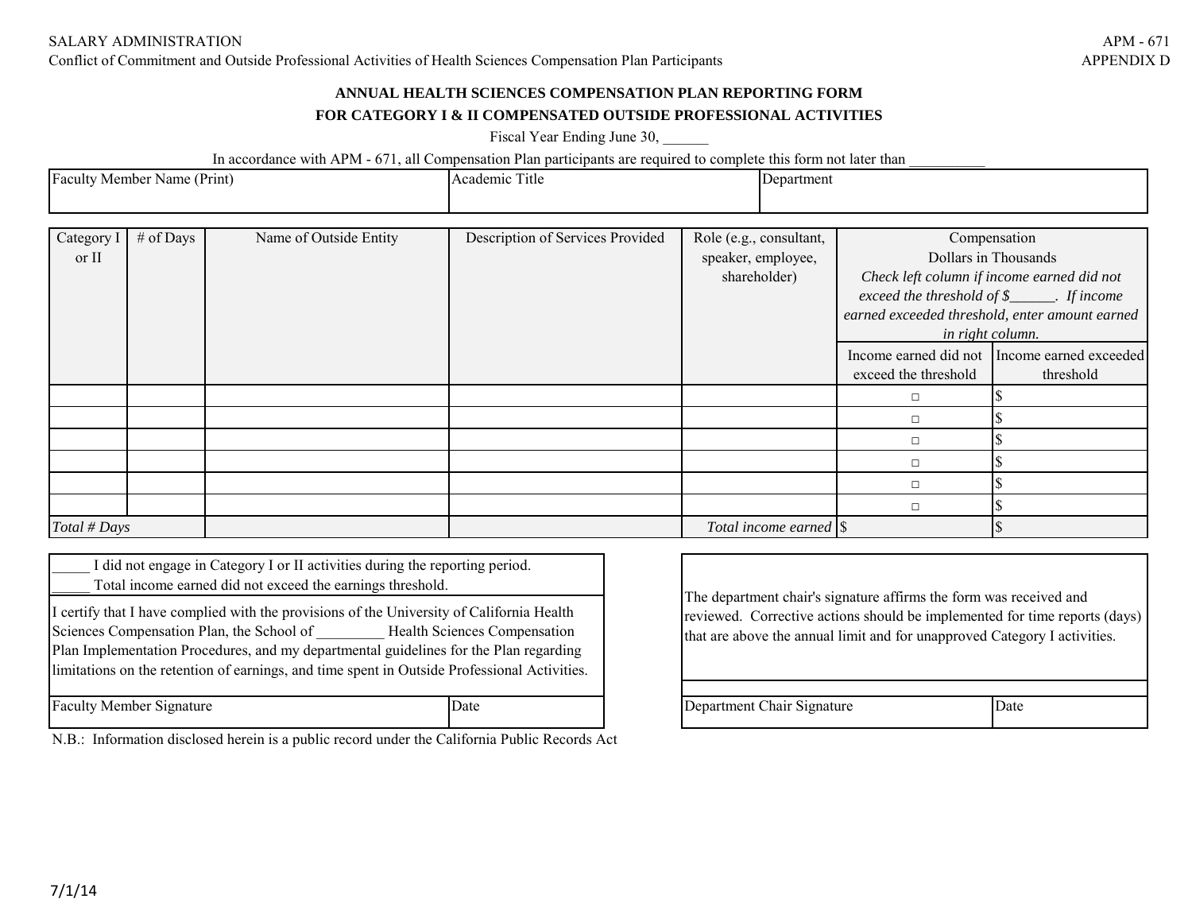SALARY ADMINISTRATION
Conflict of Commitment and Outside Professional Activities of Health Sciences Compensation Plan Participants

APM - 671
APPENDIX D

**ANNUAL HEALTH SCIENCES COMPENSATION PLAN REPORTING FORM**

**FOR CATEGORY I & II COMPENSATED OUTSIDE PROFESSIONAL ACTIVITIES**

Fiscal Year Ending June 30, ______

In accordance with APM - 671, all Compensation Plan participants are required to complete this form not later than __________

| Faculty Member Name (Print) | Academic Title | Department |
|---|---|---|
| | | |

| Category I or II | # of Days | Name of Outside Entity | Description of Services Provided | Role (e.g., consultant, speaker, employee, shareholder) | Compensation Dollars in Thousands *Check left column if income earned did not exceed the threshold of $______. If income earned exceeded threshold, enter amount earned in right column.* | |
|---|---|---|---|---|---|---|
| | | | | | Income earned did not exceed the threshold | Income earned exceeded threshold |
| | | | | | □ | $ |
| | | | | | □ | $ |
| | | | | | □ | $ |
| | | | | | □ | $ |
| | | | | | □ | $ |
| | | | | | □ | $ |
| *Total # Days* | | | | *Total income earned* | $ | $ |

_____ I did not engage in Category I or II activities during the reporting period.
_____ Total income earned did not exceed the earnings threshold.

I certify that I have complied with the provisions of the University of California Health Sciences Compensation Plan, the School of _________ Health Sciences Compensation Plan Implementation Procedures, and my departmental guidelines for the Plan regarding limitations on the retention of earnings, and time spent in Outside Professional Activities.

| Faculty Member Signature | Date |
|---|---|
| | |

N.B.: Information disclosed herein is a public record under the California Public Records Act

The department chair's signature affirms the form was received and reviewed. Corrective actions should be implemented for time reports (days) that are above the annual limit and for unapproved Category I activities.

| Department Chair Signature | Date |
|---|---|
| | |

7/1/14